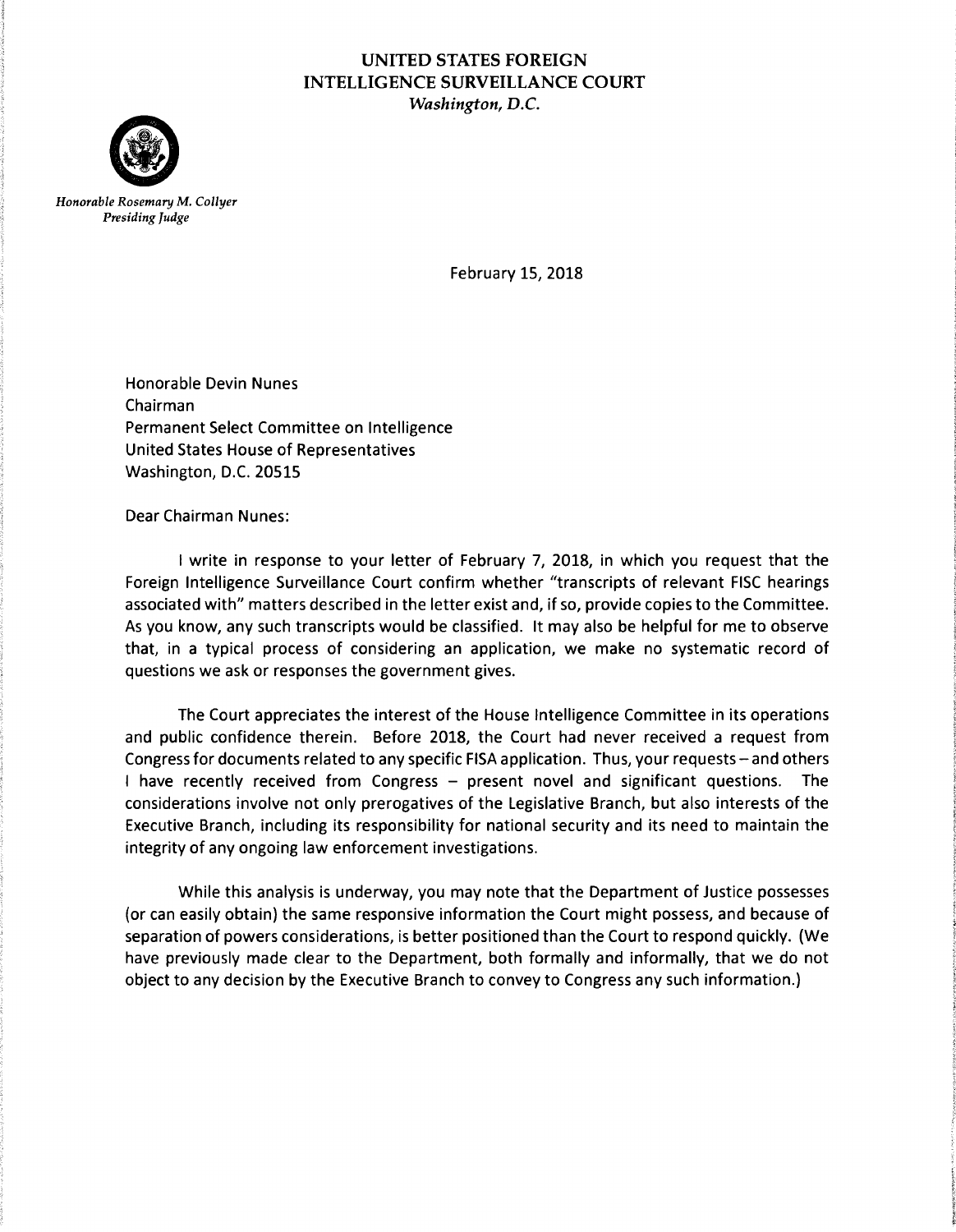**UNITED STATES FOREIGN**
**INTELLIGENCE SURVEILLANCE COURT**
*Washington, D.C.*

*Honorable Rosemary M. Collyer*
*Presiding Judge*

February 15, 2018

Honorable Devin Nunes
Chairman
Permanent Select Committee on Intelligence
United States House of Representatives
Washington, D.C. 20515

Dear Chairman Nunes:

I write in response to your letter of February 7, 2018, in which you request that the Foreign Intelligence Surveillance Court confirm whether "transcripts of relevant FISC hearings associated with" matters described in the letter exist and, if so, provide copies to the Committee. As you know, any such transcripts would be classified. It may also be helpful for me to observe that, in a typical process of considering an application, we make no systematic record of questions we ask or responses the government gives.

The Court appreciates the interest of the House Intelligence Committee in its operations and public confidence therein. Before 2018, the Court had never received a request from Congress for documents related to any specific FISA application. Thus, your requests – and others I have recently received from Congress – present novel and significant questions. The considerations involve not only prerogatives of the Legislative Branch, but also interests of the Executive Branch, including its responsibility for national security and its need to maintain the integrity of any ongoing law enforcement investigations.

While this analysis is underway, you may note that the Department of Justice possesses (or can easily obtain) the same responsive information the Court might possess, and because of separation of powers considerations, is better positioned than the Court to respond quickly. (We have previously made clear to the Department, both formally and informally, that we do not object to any decision by the Executive Branch to convey to Congress any such information.)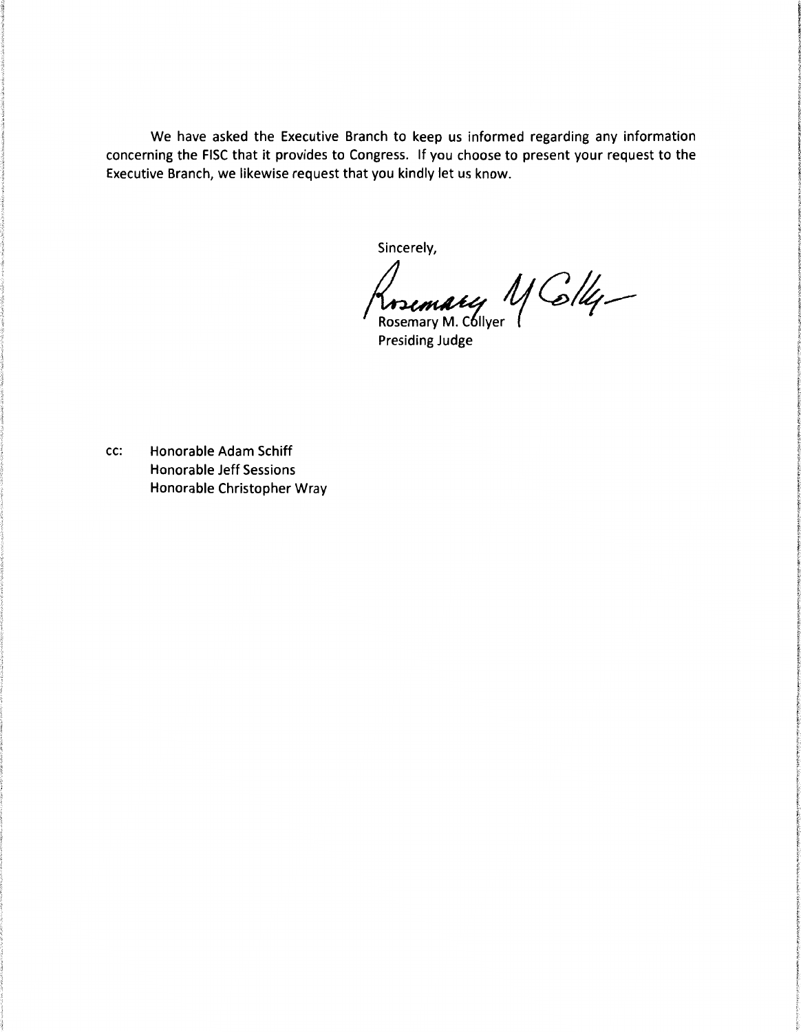We have asked the Executive Branch to keep us informed regarding any information concerning the FISC that it provides to Congress. If you choose to present your request to the Executive Branch, we likewise request that you kindly let us know.

Sincerely,

Rosemary M. Collyer
Presiding Judge

cc: Honorable Adam Schiff
Honorable Jeff Sessions
Honorable Christopher Wray